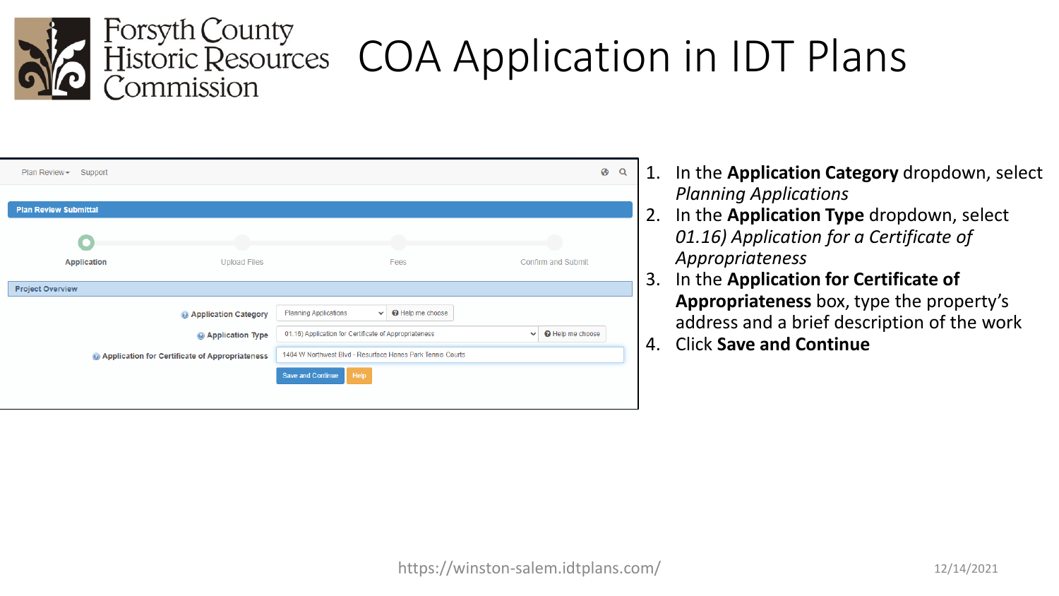# COA Application in IDT Plans

Forsyth County Historic Resources Commission

Plan Review ▾ Support

**Plan Review Submittal**

Application — Upload Files — Fees — Confirm and Submit

**Project Overview**

- Application Category: Planning Applications (Help me choose)
- Application Type: 01.16) Application for Certificate of Appropriateness (Help me choose)
- Application for Certificate of Appropriateness: 1404 W Northwest Blvd - Resurface Hanes Park Tennis Courts

Save and Continue | Help

1. In the **Application Category** dropdown, select *Planning Applications*
2. In the **Application Type** dropdown, select *01.16) Application for a Certificate of Appropriateness*
3. In the **Application for Certificate of Appropriateness** box, type the property's address and a brief description of the work
4. Click **Save and Continue**

https://winston-salem.idtplans.com/

12/14/2021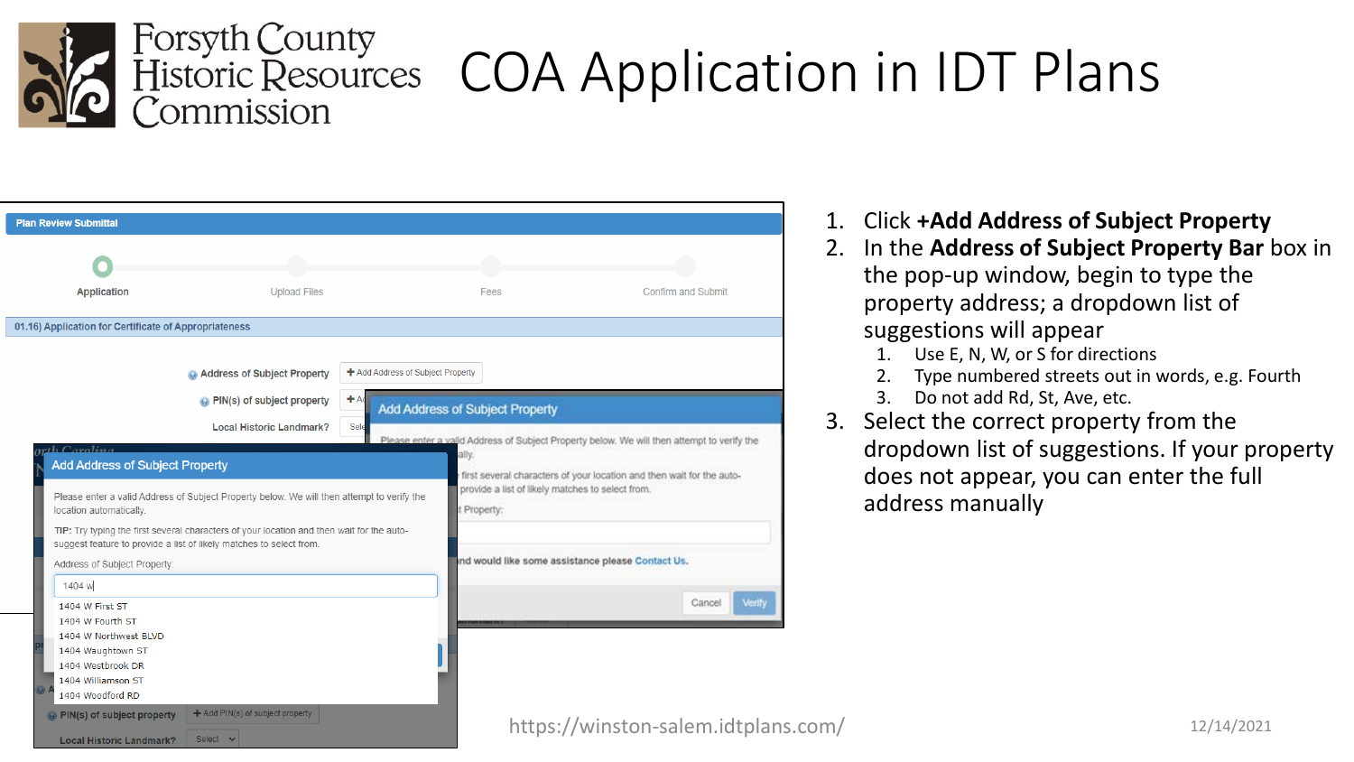# COA Application in IDT Plans

Forsyth County Historic Resources Commission

1. Click **+Add Address of Subject Property**
2. In the **Address of Subject Property Bar** box in the pop-up window, begin to type the property address; a dropdown list of suggestions will appear
   1. Use E, N, W, or S for directions
   2. Type numbered streets out in words, e.g. Fourth
   3. Do not add Rd, St, Ave, etc.
3. Select the correct property from the dropdown list of suggestions. If your property does not appear, you can enter the full address manually

https://winston-salem.idtplans.com/

12/14/2021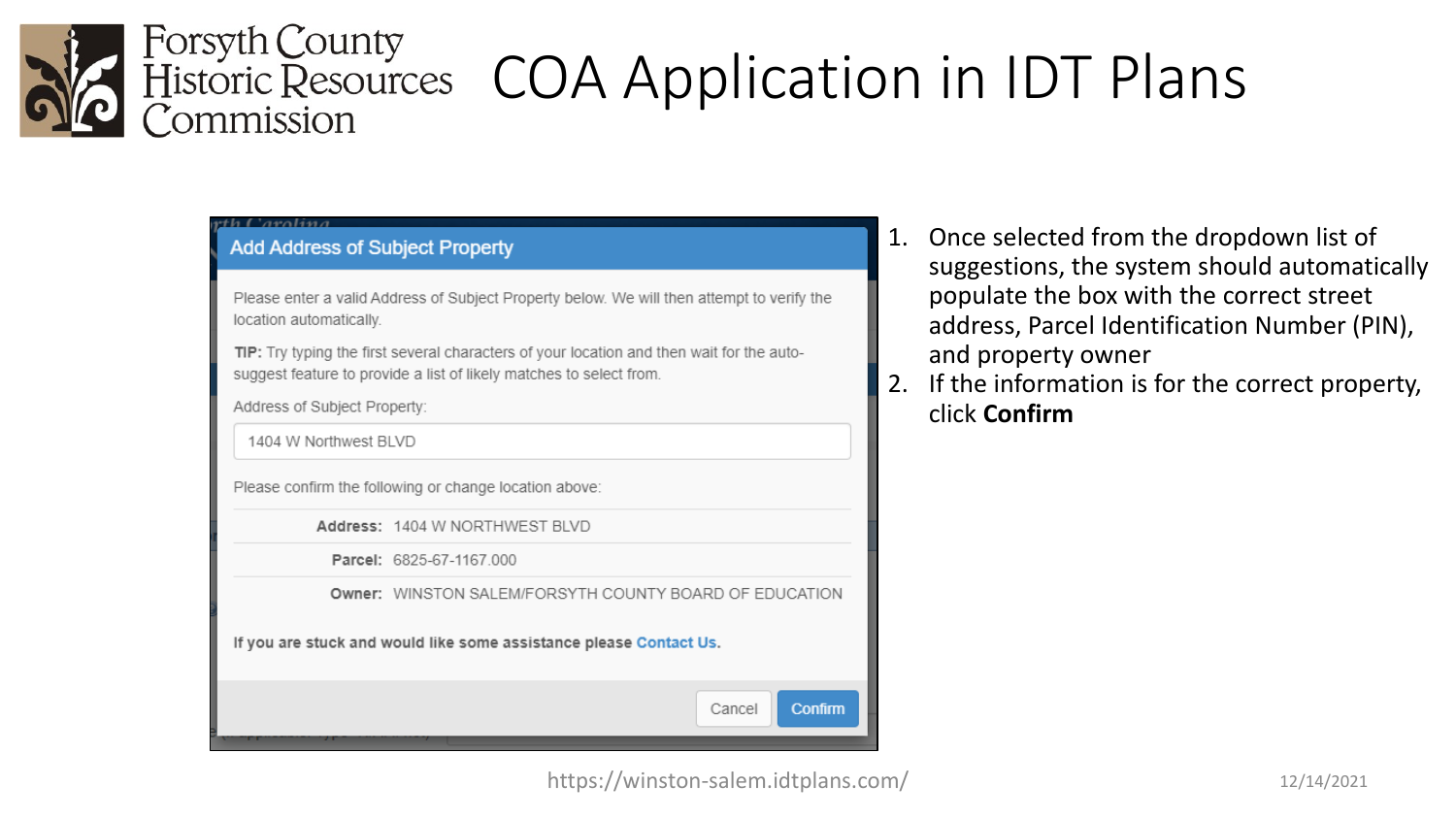# COA Application in IDT Plans

Forsyth County Historic Resources Commission

**Add Address of Subject Property**

Please enter a valid Address of Subject Property below. We will then attempt to verify the location automatically.

**TIP:** Try typing the first several characters of your location and then wait for the auto-suggest feature to provide a list of likely matches to select from.

Address of Subject Property:

1404 W Northwest BLVD

Please confirm the following or change location above:

**Address:** 1404 W NORTHWEST BLVD

**Parcel:** 6825-67-1167.000

**Owner:** WINSTON SALEM/FORSYTH COUNTY BOARD OF EDUCATION

**If you are stuck and would like some assistance please Contact Us.**

Cancel | Confirm

1. Once selected from the dropdown list of suggestions, the system should automatically populate the box with the correct street address, Parcel Identification Number (PIN), and property owner
2. If the information is for the correct property, click **Confirm**

https://winston-salem.idtplans.com/

12/14/2021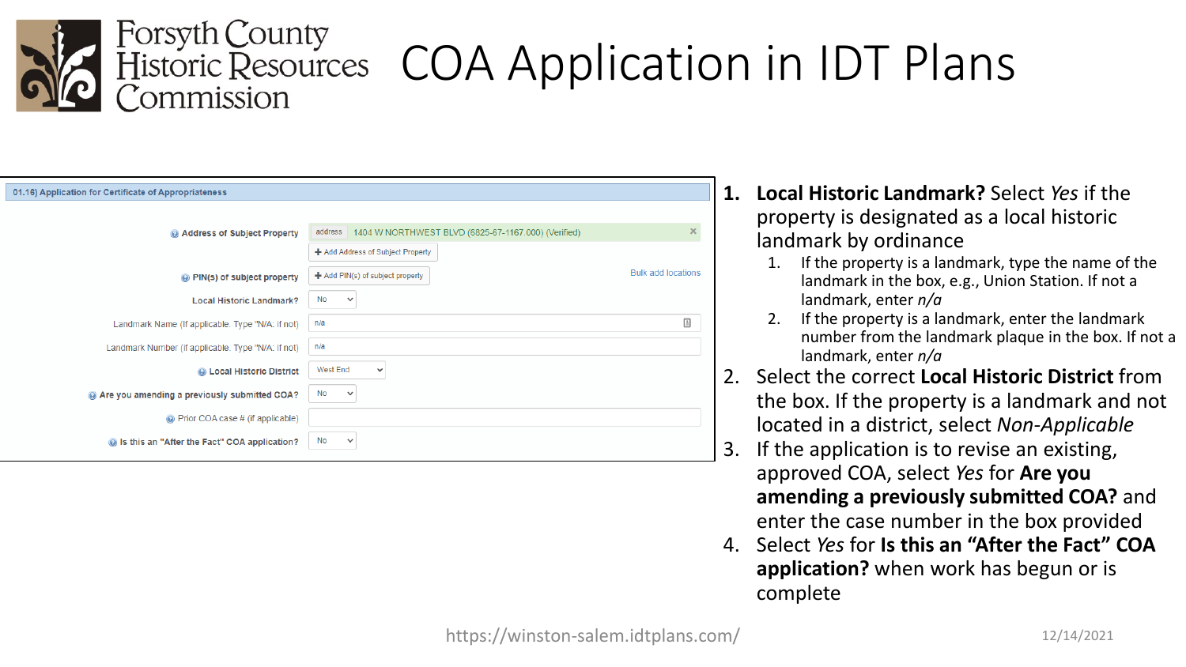# Forsyth County Historic Resources Commission

# COA Application in IDT Plans

**01.16) Application for Certificate of Appropriateness**

| Field | Value |
| --- | --- |
| Address of Subject Property | address 1404 W NORTHWEST BLVD (6825-67-1167.000) (Verified) |
| | + Add Address of Subject Property |
| PIN(s) of subject property | + Add PIN(s) of subject property — Bulk add locations |
| Local Historic Landmark? | No |
| Landmark Name (If applicable. Type "N/A" if not) | n/a |
| Landmark Number (If applicable. Type "N/A" if not) | n/a |
| Local Historic District | West End |
| Are you amending a previously submitted COA? | No |
| Prior COA case # (if applicable) | |
| Is this an "After the Fact" COA application? | No |

1. **Local Historic Landmark?** Select *Yes* if the property is designated as a local historic landmark by ordinance
   1. If the property is a landmark, type the name of the landmark in the box, e.g., Union Station. If not a landmark, enter *n/a*
   2. If the property is a landmark, enter the landmark number from the landmark plaque in the box. If not a landmark, enter *n/a*
2. Select the correct **Local Historic District** from the box. If the property is a landmark and not located in a district, select *Non-Applicable*
3. If the application is to revise an existing, approved COA, select *Yes* for **Are you amending a previously submitted COA?** and enter the case number in the box provided
4. Select *Yes* for **Is this an "After the Fact" COA application?** when work has begun or is complete

https://winston-salem.idtplans.com/

12/14/2021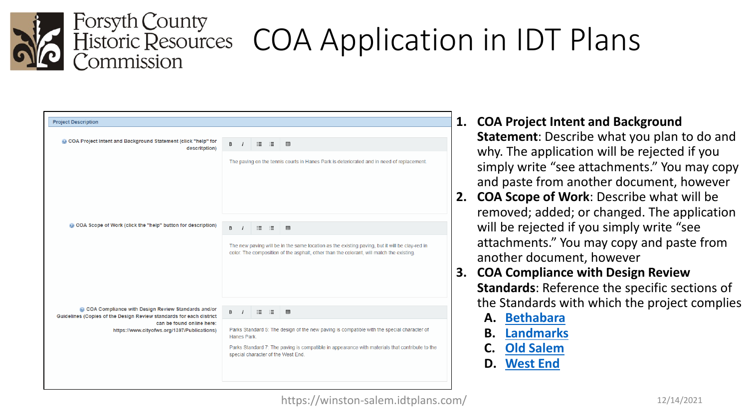# COA Application in IDT Plans

Forsyth County Historic Resources Commission

**Project Description**

COA Project Intent and Background Statement (click "help" for description)

The paving on the tennis courts in Hanes Park is deteriorated and in need of replacement.

COA Scope of Work (click the "help" button for description)

The new paving will be in the same location as the existing paving, but it will be clay-red in color. The composition of the asphalt, other than the colorant, will match the existing.

COA Compliance with Design Review Standards and/or Guidelines (Copies of the Design Review standards for each district can be found online here: https://www.cityofws.org/1397/Publications)

Parks Standard 5: The design of the new paving is compatible with the special character of Hanes Park.

Parks Standard 7: The paving is compatible in appearance with materials that contribute to the special character of the West End.

1. **COA Project Intent and Background Statement**: Describe what you plan to do and why. The application will be rejected if you simply write "see attachments." You may copy and paste from another document, however
2. **COA Scope of Work**: Describe what will be removed; added; or changed. The application will be rejected if you simply write "see attachments." You may copy and paste from another document, however
3. **COA Compliance with Design Review Standards**: Reference the specific sections of the Standards with which the project complies
   - A. Bethabara
   - B. Landmarks
   - C. Old Salem
   - D. West End

https://winston-salem.idtplans.com/

12/14/2021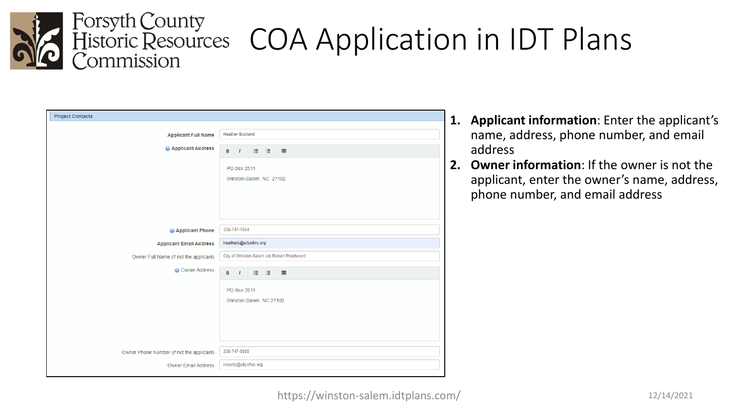# COA Application in IDT Plans

**Project Contacts**

| Field | Value |
|---|---|
| Applicant Full Name | Heather Bratland |
| Applicant Address | PO Box 2511<br>Winston-Salem, NC 27102 |
| Applicant Phone | 336-747-7054 |
| Applicant Email Address | heatherb@cityofws.org |
| Owner Full Name (if not the applicant) | City of Winston-Salem c/o Robert Prestwood |
| Owner Address | PO Box 2511<br>Winston-Salem, NC 27102 |
| Owner Phone Number (if not the applicant) | 336-747-6985 |
| Owner Email Address | robertp@cityofws.org |

1. **Applicant information**: Enter the applicant's name, address, phone number, and email address
2. **Owner information**: If the owner is not the applicant, enter the owner's name, address, phone number, and email address

https://winston-salem.idtplans.com/

12/14/2021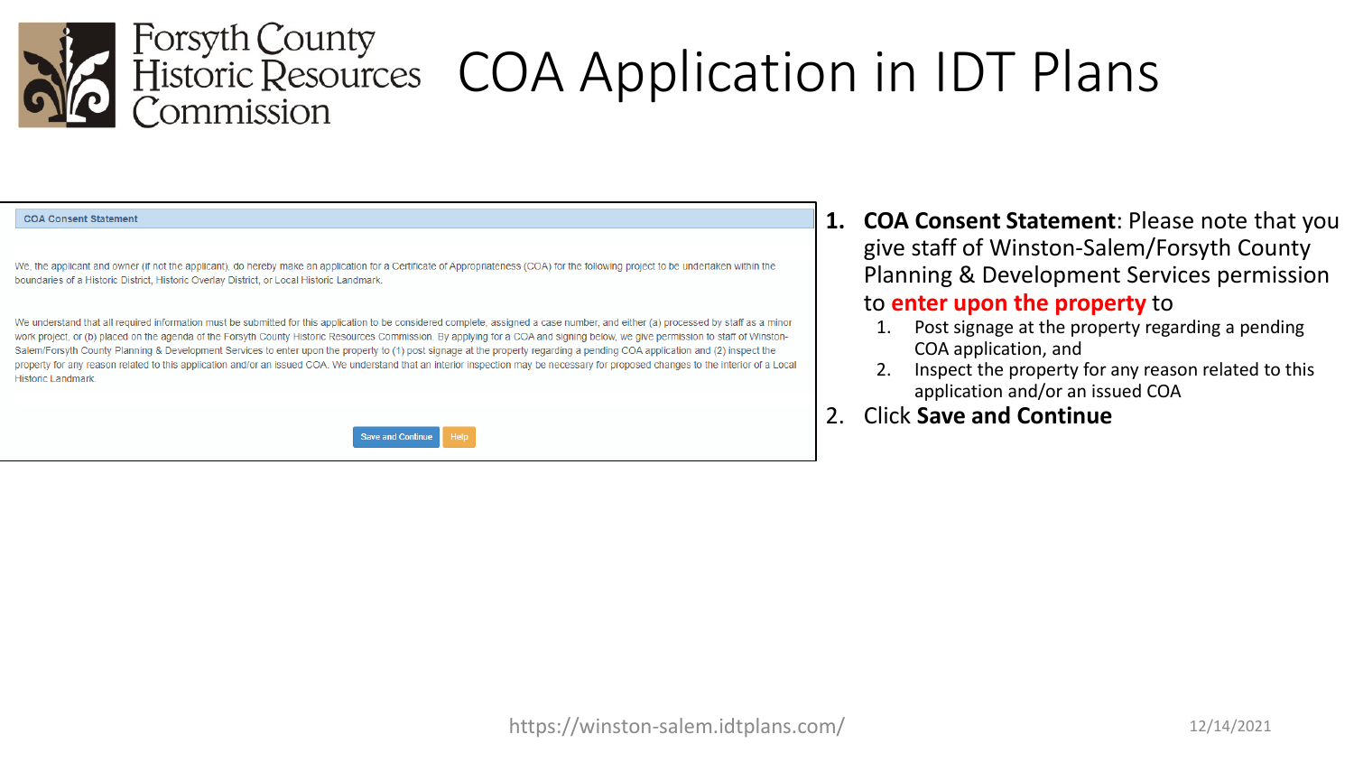# COA Application in IDT Plans

Forsyth County Historic Resources Commission

**COA Consent Statement**

We, the applicant and owner (if not the applicant), do hereby make an application for a Certificate of Appropriateness (COA) for the following project to be undertaken within the boundaries of a Historic District, Historic Overlay District, or Local Historic Landmark.

We understand that all required information must be submitted for this application to be considered complete, assigned a case number, and either (a) processed by staff as a minor work project, or (b) placed on the agenda of the Forsyth County Historic Resources Commission. By applying for a COA and signing below, we give permission to staff of Winston-Salem/Forsyth County Planning & Development Services to enter upon the property to (1) post signage at the property regarding a pending COA application and (2) inspect the property for any reason related to this application and/or an issued COA. We understand that an interior inspection may be necessary for proposed changes to the interior of a Local Historic Landmark.

Save and Continue | Help

1. **COA Consent Statement**: Please note that you give staff of Winston-Salem/Forsyth County Planning & Development Services permission to **enter upon the property** to
   1. Post signage at the property regarding a pending COA application, and
   2. Inspect the property for any reason related to this application and/or an issued COA
2. Click **Save and Continue**

https://winston-salem.idtplans.com/

12/14/2021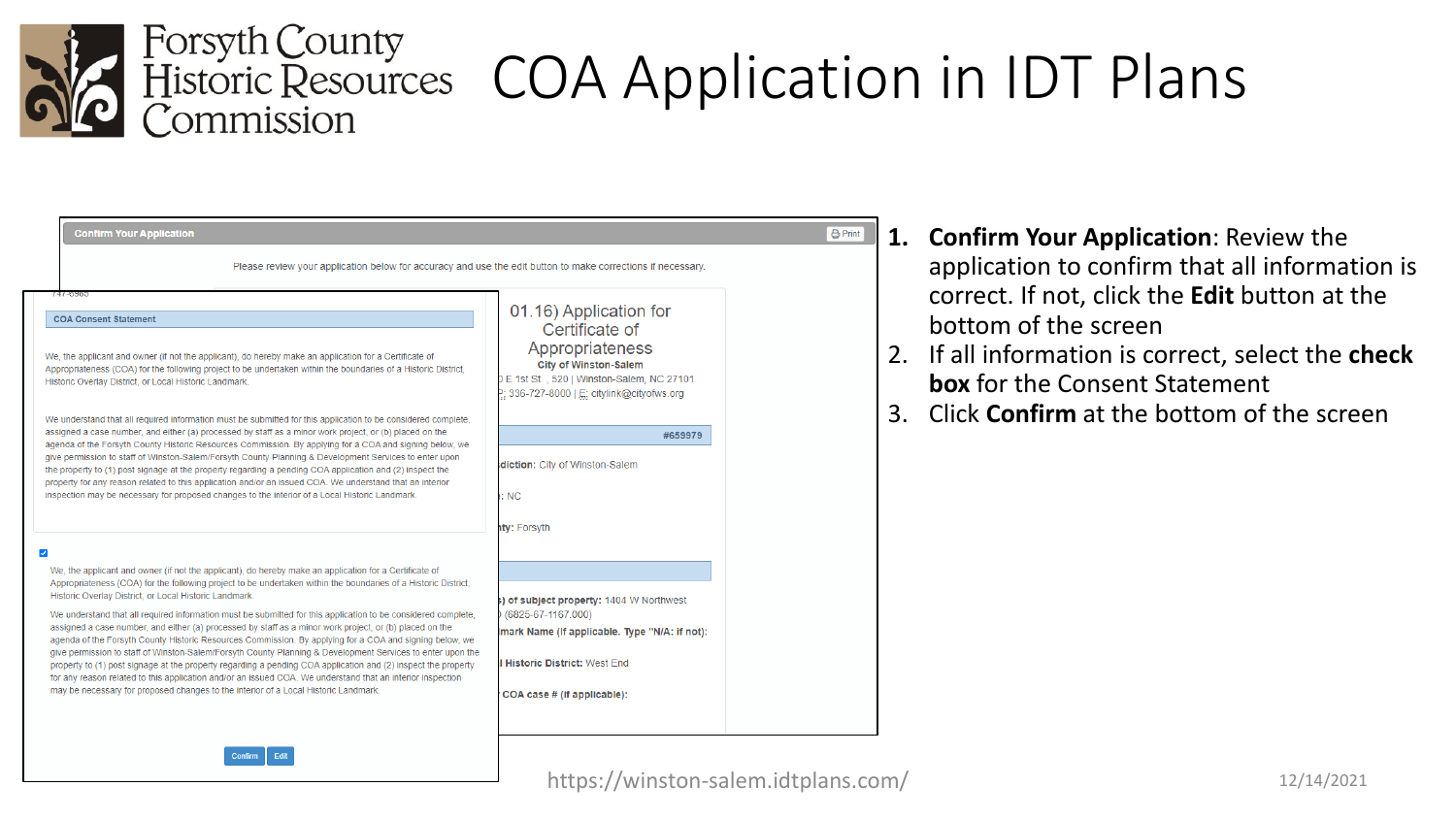# COA Application in IDT Plans

**Confirm Your Application**

Please review your application below for accuracy and use the edit button to make corrections if necessary.

**COA Consent Statement**

We, the applicant and owner (if not the applicant), do hereby make an application for a Certificate of Appropriateness (COA) for the following project to be undertaken within the boundaries of a Historic District, Historic Overlay District, or Local Historic Landmark.

We understand that all required information must be submitted for this application to be considered complete, assigned a case number, and either (a) processed by staff as a minor work project, or (b) placed on the agenda of the Forsyth County Historic Resources Commission. By applying for a COA and signing below, we give permission to staff of Winston-Salem/Forsyth County Planning & Development Services to enter upon the property to (1) post signage at the property regarding a pending COA application and (2) inspect the property for any reason related to this application and/or an issued COA. We understand that an interior inspection may be necessary for proposed changes to the interior of a Local Historic Landmark.

☑ We, the applicant and owner (if not the applicant), do hereby make an application for a Certificate of Appropriateness (COA) for the following project to be undertaken within the boundaries of a Historic District, Historic Overlay District, or Local Historic Landmark.

We understand that all required information must be submitted for this application to be considered complete, assigned a case number, and either (a) processed by staff as a minor work project, or (b) placed on the agenda of the Forsyth County Historic Resources Commission. By applying for a COA and signing below, we give permission to staff of Winston-Salem/Forsyth County Planning & Development Services to enter upon the property to (1) post signage at the property regarding a pending COA application and (2) inspect the property for any reason related to this application and/or an issued COA. We understand that an interior inspection may be necessary for proposed changes to the interior of a Local Historic Landmark.

Confirm | Edit

01.16) Application for Certificate of Appropriateness
City of Winston-Salem

...E 1st St., 520 | Winston-Salem, NC 27101
P: 336-727-8000 | E: citylink@cityofws.org

#659979

...diction: City of Winston-Salem
...: NC
...ty: Forsyth
...) of subject property: 1404 W Northwest
...(6825-67-1167.000)
...mark Name (If applicable. Type "N/A" if not):
...Historic District: West End
COA case # (if applicable):

1. **Confirm Your Application**: Review the application to confirm that all information is correct. If not, click the **Edit** button at the bottom of the screen
2. If all information is correct, select the **check box** for the Consent Statement
3. Click **Confirm** at the bottom of the screen

https://winston-salem.idtplans.com/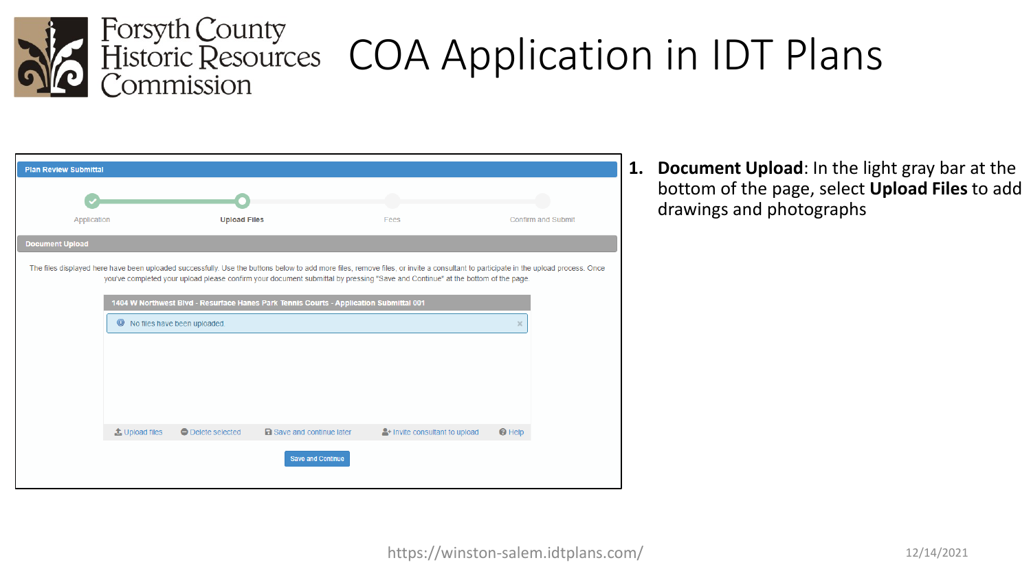# COA Application in IDT Plans

Forsyth County Historic Resources Commission

**Plan Review Submittal**

Application — Upload Files — Fees — Confirm and Submit

**Document Upload**

The files displayed here have been uploaded successfully. Use the buttons below to add more files, remove files, or invite a consultant to participate in the upload process. Once you've completed your upload please confirm your document submittal by pressing "Save and Continue" at the bottom of the page.

**1404 W Northwest Blvd - Resurface Hanes Park Tennis Courts - Application Submittal 001**

No files have been uploaded.

Upload files | Delete selected | Save and continue later | Invite consultant to upload | Help

Save and Continue

1. **Document Upload**: In the light gray bar at the bottom of the page, select **Upload Files** to add drawings and photographs

https://winston-salem.idtplans.com/

12/14/2021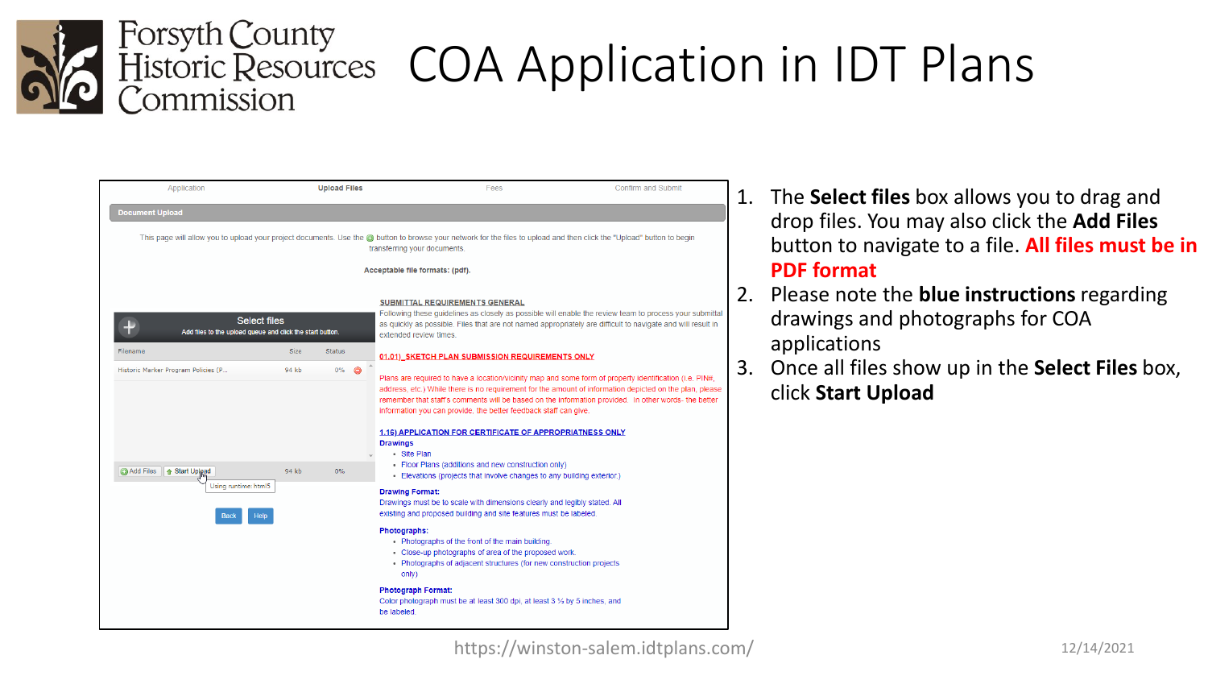# COA Application in IDT Plans

Forsyth County Historic Resources Commission

Application | **Upload Files** | Fees | Confirm and Submit

**Document Upload**

This page will allow you to upload your project documents. Use the button to browse your network for the files to upload and then click the "Upload" button to begin transferring your documents.

**Acceptable file formats: (pdf).**

**Select files**
Add files to the upload queue and click the start button.

| Filename | Size | Status |
|---|---|---|
| Historic Marker Program Policies (P... | 94 kb | 0% |

Add Files | Start Upload | 94 kb | 0%

Using runtime: html5

Back | Help

**SUBMITTAL REQUIREMENTS GENERAL**
Following these guidelines as closely as possible will enable the review team to process your submittal as quickly as possible. Files that are not named appropriately are difficult to navigate and will result in extended review times.

**01.01) SKETCH PLAN SUBMISSION REQUIREMENTS ONLY**

Plans are required to have a location/vicinity map and some form of property identification (i.e. PIN#, address, etc.) While there is no requirement for the amount of information depicted on the plan, please remember that staff's comments will be based on the information provided. In other words- the better information you can provide, the better feedback staff can give.

**1.16) APPLICATION FOR CERTIFICATE OF APPROPRIATENESS ONLY**

**Drawings**
- Site Plan
- Floor Plans (additions and new construction only)
- Elevations (projects that involve changes to any building exterior.)

**Drawing Format:**
Drawings must be to scale with dimensions clearly and legibly stated. All existing and proposed building and site features must be labeled.

**Photographs:**
- Photographs of the front of the main building.
- Close-up photographs of area of the proposed work.
- Photographs of adjacent structures (for new construction projects only)

**Photograph Format:**
Color photograph must be at least 300 dpi, at least 3 ½ by 5 inches, and be labeled.

1. The **Select files** box allows you to drag and drop files. You may also click the **Add Files** button to navigate to a file. **All files must be in PDF format**
2. Please note the **blue instructions** regarding drawings and photographs for COA applications
3. Once all files show up in the **Select Files** box, click **Start Upload**

https://winston-salem.idtplans.com/

12/14/2021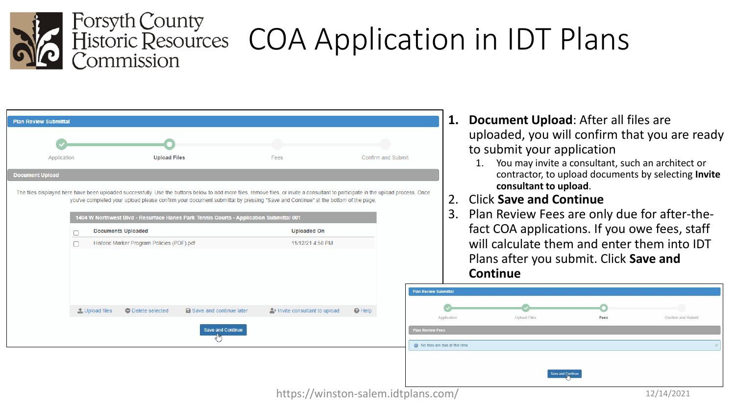# COA Application in IDT Plans

Forsyth County Historic Resources Commission

**Plan Review Submittal**

Application — Upload Files — Fees — Confirm and Submit

**Document Upload**

The files displayed here have been uploaded successfully. Use the buttons below to add more files, remove files, or invite a consultant to participate in the upload process. Once you've completed your upload please confirm your document submittal by pressing "Save and Continue" at the bottom of the page.

**1404 W Northwest Blvd - Resurface Hanes Park Tennis Courts - Application Submittal 001**

| | Documents Uploaded | Uploaded On |
|---|---|---|
| ☐ | Historic Marker Program Policies (PDF).pdf | 11/12/21 4:58 PM |

Upload files | Delete selected | Save and continue later | Invite consultant to upload | Help

Save and Continue

1. **Document Upload**: After all files are uploaded, you will confirm that you are ready to submit your application
   1. You may invite a consultant, such an architect or contractor, to upload documents by selecting **Invite consultant to upload**.
2. Click **Save and Continue**
3. Plan Review Fees are only due for after-the-fact COA applications. If you owe fees, staff will calculate them and enter them into IDT Plans after you submit. Click **Save and Continue**

**Plan Review Submittal**

Application — Upload Files — Fees — Confirm and Submit

**Plan Review Fees**

No fees are due at this time.

Save and Continue

https://winston-salem.idtplans.com/

12/14/2021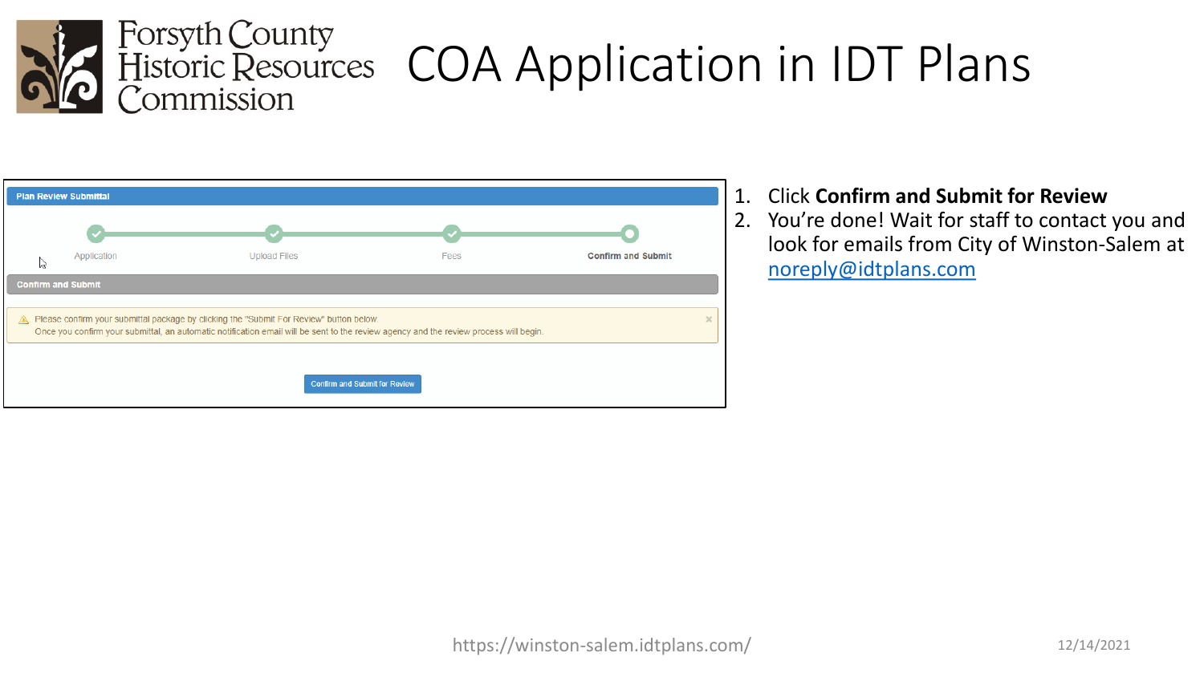# COA Application in IDT Plans

Forsyth County Historic Resources Commission

**Plan Review Submittal**

Application — Upload Files — Fees — **Confirm and Submit**

**Confirm and Submit**

Please confirm your submittal package by clicking the "Submit For Review" button below.
Once you confirm your submittal, an automatic notification email will be sent to the review agency and the review process will begin.

Confirm and Submit for Review

1. Click **Confirm and Submit for Review**
2. You're done! Wait for staff to contact you and look for emails from City of Winston-Salem at noreply@idtplans.com

https://winston-salem.idtplans.com/

12/14/2021